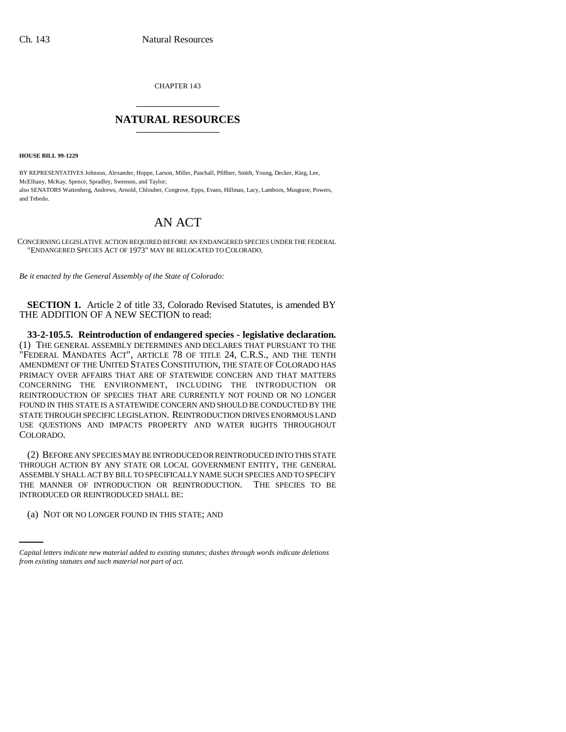CHAPTER 143

# NATURAL RESOURCES

**HOUSE BILL 99-1229**

BY REPRESENTATIVES Johnson, Alexander, Hoppe, Larson, Miller, Paschall, Pfiffner, Smith, Young, Decker, King, Lee, McElhany, McKay, Spence, Spradley, Swenson, and Taylor;
also SENATORS Wattenberg, Andrews, Arnold, Chlouber, Congrove, Epps, Evans, Hillman, Lacy, Lamborn, Musgrave, Powers, and Tebedo.

# AN ACT

CONCERNING LEGISLATIVE ACTION REQUIRED BEFORE AN ENDANGERED SPECIES UNDER THE FEDERAL "ENDANGERED SPECIES ACT OF 1973" MAY BE RELOCATED TO COLORADO.

*Be it enacted by the General Assembly of the State of Colorado:*

**SECTION 1.** Article 2 of title 33, Colorado Revised Statutes, is amended BY THE ADDITION OF A NEW SECTION to read:

**33-2-105.5. Reintroduction of endangered species - legislative declaration.** (1) THE GENERAL ASSEMBLY DETERMINES AND DECLARES THAT PURSUANT TO THE "FEDERAL MANDATES ACT", ARTICLE 78 OF TITLE 24, C.R.S., AND THE TENTH AMENDMENT OF THE UNITED STATES CONSTITUTION, THE STATE OF COLORADO HAS PRIMACY OVER AFFAIRS THAT ARE OF STATEWIDE CONCERN AND THAT MATTERS CONCERNING THE ENVIRONMENT, INCLUDING THE INTRODUCTION OR REINTRODUCTION OF SPECIES THAT ARE CURRENTLY NOT FOUND OR NO LONGER FOUND IN THIS STATE IS A STATEWIDE CONCERN AND SHOULD BE CONDUCTED BY THE STATE THROUGH SPECIFIC LEGISLATION. REINTRODUCTION DRIVES ENORMOUS LAND USE QUESTIONS AND IMPACTS PROPERTY AND WATER RIGHTS THROUGHOUT COLORADO.

(2) BEFORE ANY SPECIES MAY BE INTRODUCED OR REINTRODUCED INTO THIS STATE THROUGH ACTION BY ANY STATE OR LOCAL GOVERNMENT ENTITY, THE GENERAL ASSEMBLY SHALL ACT BY BILL TO SPECIFICALLY NAME SUCH SPECIES AND TO SPECIFY THE MANNER OF INTRODUCTION OR REINTRODUCTION. THE SPECIES TO BE INTRODUCED OR REINTRODUCED SHALL BE:

(a) NOT OR NO LONGER FOUND IN THIS STATE; AND

*Capital letters indicate new material added to existing statutes; dashes through words indicate deletions from existing statutes and such material not part of act.*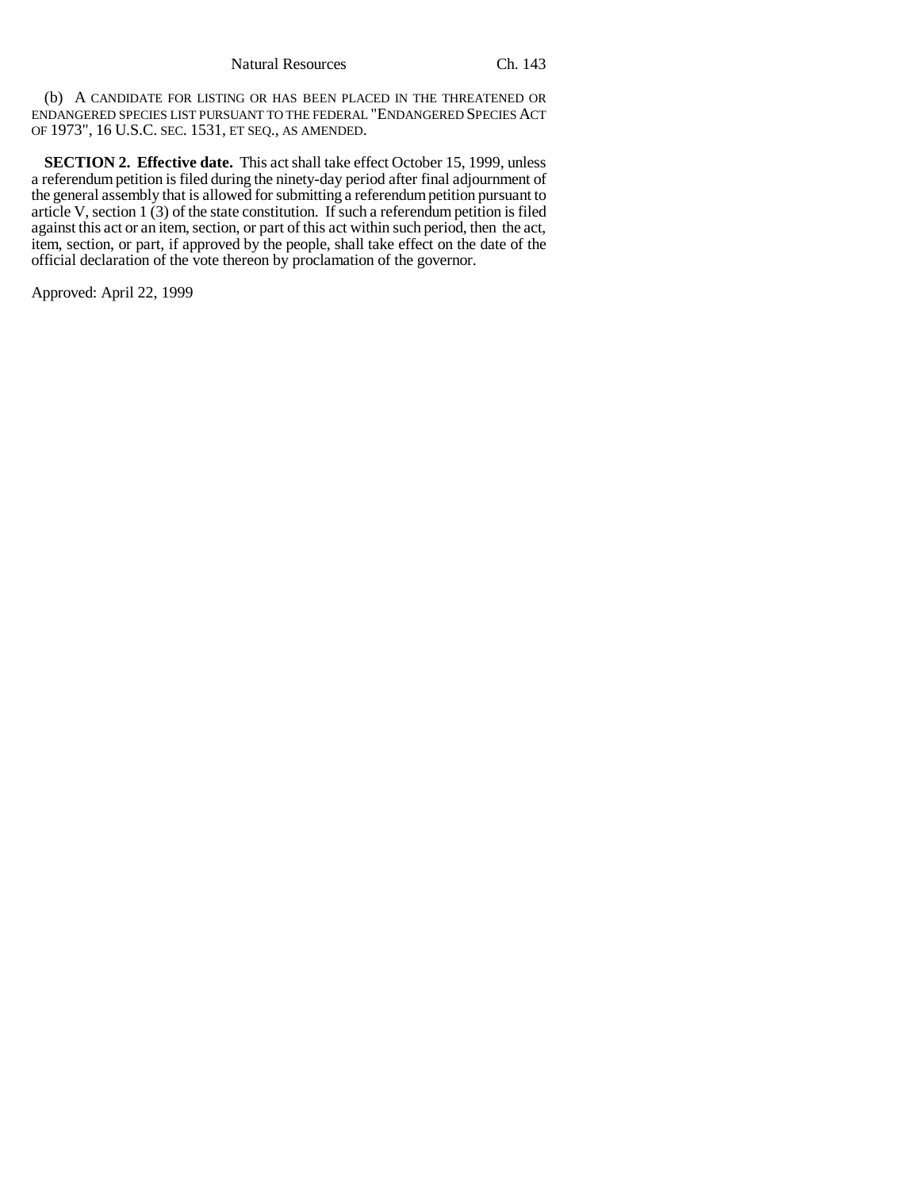(b) A CANDIDATE FOR LISTING OR HAS BEEN PLACED IN THE THREATENED OR ENDANGERED SPECIES LIST PURSUANT TO THE FEDERAL "ENDANGERED SPECIES ACT OF 1973", 16 U.S.C. SEC. 1531, ET SEQ., AS AMENDED.

**SECTION 2. Effective date.** This act shall take effect October 15, 1999, unless a referendum petition is filed during the ninety-day period after final adjournment of the general assembly that is allowed for submitting a referendum petition pursuant to article V, section 1 (3) of the state constitution. If such a referendum petition is filed against this act or an item, section, or part of this act within such period, then the act, item, section, or part, if approved by the people, shall take effect on the date of the official declaration of the vote thereon by proclamation of the governor.

Approved: April 22, 1999